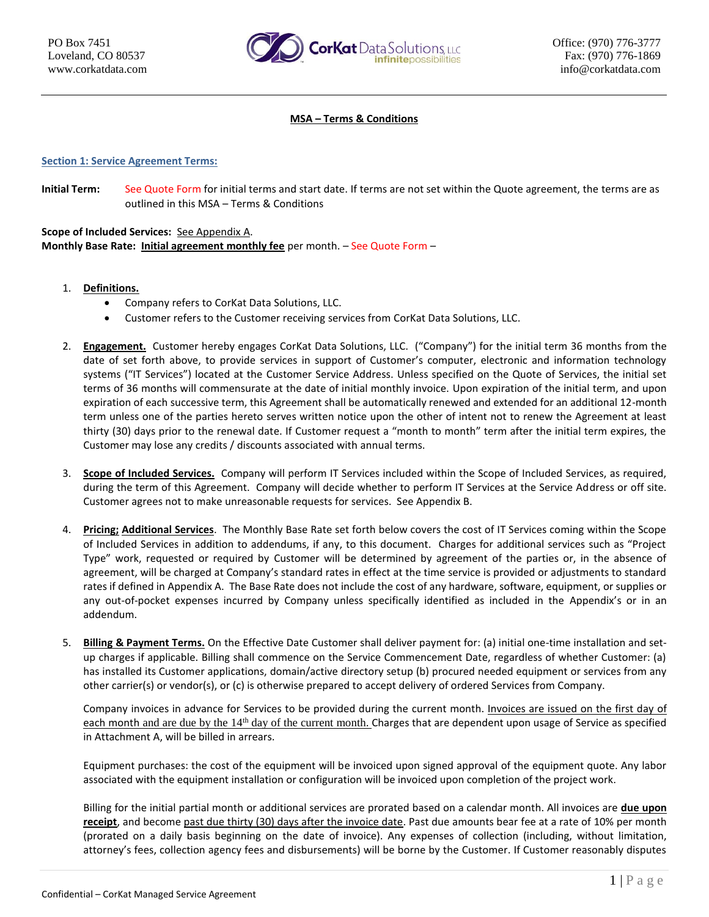PO Box 7451
Loveland, CO 80537
www.corkatdata.com

Office: (970) 776-3777
Fax: (970) 776-1869
info@corkatdata.com

**MSA – Terms & Conditions**

**Section 1: Service Agreement Terms:**

**Initial Term:** See Quote Form for initial terms and start date. If terms are not set within the Quote agreement, the terms are as outlined in this MSA – Terms & Conditions

**Scope of Included Services:** See Appendix A.
**Monthly Base Rate:** **Initial agreement monthly fee** per month. – See Quote Form –

1. **Definitions.**
   - Company refers to CorKat Data Solutions, LLC.
   - Customer refers to the Customer receiving services from CorKat Data Solutions, LLC.

2. **Engagement.** Customer hereby engages CorKat Data Solutions, LLC. ("Company") for the initial term 36 months from the date of set forth above, to provide services in support of Customer's computer, electronic and information technology systems ("IT Services") located at the Customer Service Address. Unless specified on the Quote of Services, the initial set terms of 36 months will commensurate at the date of initial monthly invoice. Upon expiration of the initial term, and upon expiration of each successive term, this Agreement shall be automatically renewed and extended for an additional 12-month term unless one of the parties hereto serves written notice upon the other of intent not to renew the Agreement at least thirty (30) days prior to the renewal date. If Customer request a "month to month" term after the initial term expires, the Customer may lose any credits / discounts associated with annual terms.

3. **Scope of Included Services.** Company will perform IT Services included within the Scope of Included Services, as required, during the term of this Agreement. Company will decide whether to perform IT Services at the Service Address or off site. Customer agrees not to make unreasonable requests for services. See Appendix B.

4. **Pricing; Additional Services**. The Monthly Base Rate set forth below covers the cost of IT Services coming within the Scope of Included Services in addition to addendums, if any, to this document. Charges for additional services such as "Project Type" work, requested or required by Customer will be determined by agreement of the parties or, in the absence of agreement, will be charged at Company's standard rates in effect at the time service is provided or adjustments to standard rates if defined in Appendix A. The Base Rate does not include the cost of any hardware, software, equipment, or supplies or any out-of-pocket expenses incurred by Company unless specifically identified as included in the Appendix's or in an addendum.

5. **Billing & Payment Terms.** On the Effective Date Customer shall deliver payment for: (a) initial one-time installation and set-up charges if applicable. Billing shall commence on the Service Commencement Date, regardless of whether Customer: (a) has installed its Customer applications, domain/active directory setup (b) procured needed equipment or services from any other carrier(s) or vendor(s), or (c) is otherwise prepared to accept delivery of ordered Services from Company.

   Company invoices in advance for Services to be provided during the current month. Invoices are issued on the first day of each month and are due by the 14th day of the current month. Charges that are dependent upon usage of Service as specified in Attachment A, will be billed in arrears.

   Equipment purchases: the cost of the equipment will be invoiced upon signed approval of the equipment quote. Any labor associated with the equipment installation or configuration will be invoiced upon completion of the project work.

   Billing for the initial partial month or additional services are prorated based on a calendar month. All invoices are **due upon receipt**, and become past due thirty (30) days after the invoice date. Past due amounts bear fee at a rate of 10% per month (prorated on a daily basis beginning on the date of invoice). Any expenses of collection (including, without limitation, attorney's fees, collection agency fees and disbursements) will be borne by the Customer. If Customer reasonably disputes

Confidential – CorKat Managed Service Agreement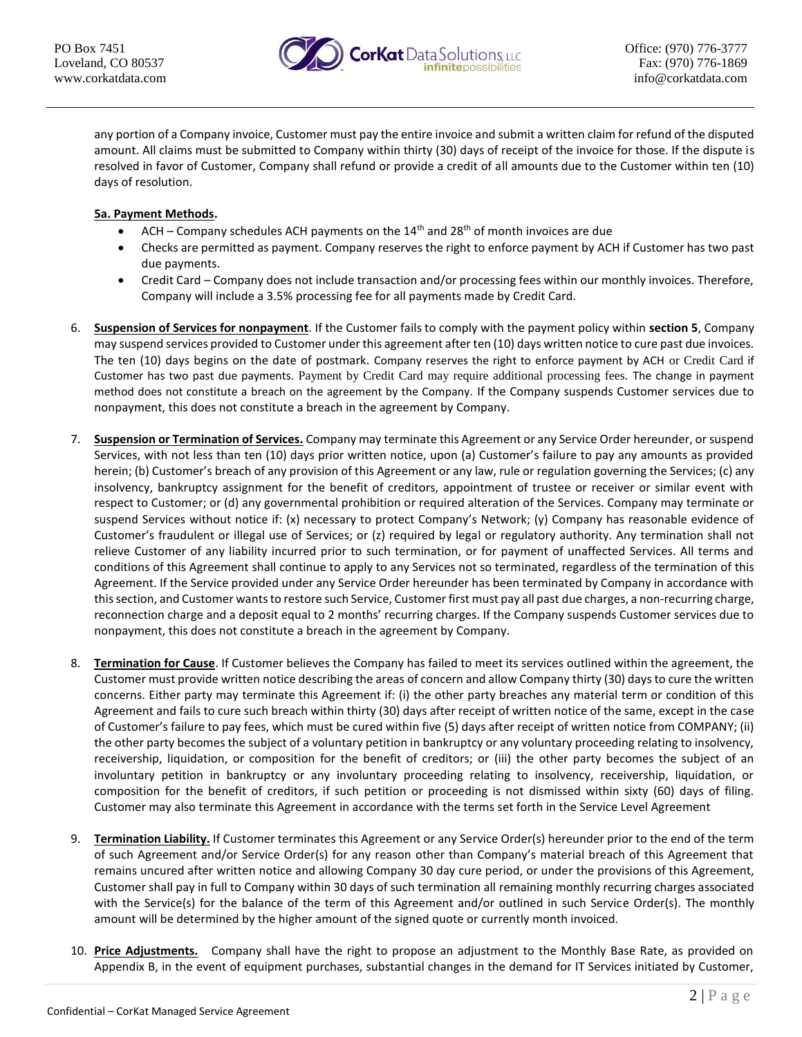any portion of a Company invoice, Customer must pay the entire invoice and submit a written claim for refund of the disputed amount. All claims must be submitted to Company within thirty (30) days of receipt of the invoice for those. If the dispute is resolved in favor of Customer, Company shall refund or provide a credit of all amounts due to the Customer within ten (10) days of resolution.

**5a. Payment Methods.**

- ACH – Company schedules ACH payments on the 14th and 28th of month invoices are due
- Checks are permitted as payment. Company reserves the right to enforce payment by ACH if Customer has two past due payments.
- Credit Card – Company does not include transaction and/or processing fees within our monthly invoices. Therefore, Company will include a 3.5% processing fee for all payments made by Credit Card.

6. **Suspension of Services for nonpayment**. If the Customer fails to comply with the payment policy within **section 5**, Company may suspend services provided to Customer under this agreement after ten (10) days written notice to cure past due invoices. The ten (10) days begins on the date of postmark. Company reserves the right to enforce payment by ACH or Credit Card if Customer has two past due payments. Payment by Credit Card may require additional processing fees. The change in payment method does not constitute a breach on the agreement by the Company. If the Company suspends Customer services due to nonpayment, this does not constitute a breach in the agreement by Company.

7. **Suspension or Termination of Services.** Company may terminate this Agreement or any Service Order hereunder, or suspend Services, with not less than ten (10) days prior written notice, upon (a) Customer's failure to pay any amounts as provided herein; (b) Customer's breach of any provision of this Agreement or any law, rule or regulation governing the Services; (c) any insolvency, bankruptcy assignment for the benefit of creditors, appointment of trustee or receiver or similar event with respect to Customer; or (d) any governmental prohibition or required alteration of the Services. Company may terminate or suspend Services without notice if: (x) necessary to protect Company's Network; (y) Company has reasonable evidence of Customer's fraudulent or illegal use of Services; or (z) required by legal or regulatory authority. Any termination shall not relieve Customer of any liability incurred prior to such termination, or for payment of unaffected Services. All terms and conditions of this Agreement shall continue to apply to any Services not so terminated, regardless of the termination of this Agreement. If the Service provided under any Service Order hereunder has been terminated by Company in accordance with this section, and Customer wants to restore such Service, Customer first must pay all past due charges, a non-recurring charge, reconnection charge and a deposit equal to 2 months' recurring charges. If the Company suspends Customer services due to nonpayment, this does not constitute a breach in the agreement by Company.

8. **Termination for Cause**. If Customer believes the Company has failed to meet its services outlined within the agreement, the Customer must provide written notice describing the areas of concern and allow Company thirty (30) days to cure the written concerns. Either party may terminate this Agreement if: (i) the other party breaches any material term or condition of this Agreement and fails to cure such breach within thirty (30) days after receipt of written notice of the same, except in the case of Customer's failure to pay fees, which must be cured within five (5) days after receipt of written notice from COMPANY; (ii) the other party becomes the subject of a voluntary petition in bankruptcy or any voluntary proceeding relating to insolvency, receivership, liquidation, or composition for the benefit of creditors; or (iii) the other party becomes the subject of an involuntary petition in bankruptcy or any involuntary proceeding relating to insolvency, receivership, liquidation, or composition for the benefit of creditors, if such petition or proceeding is not dismissed within sixty (60) days of filing. Customer may also terminate this Agreement in accordance with the terms set forth in the Service Level Agreement

9. **Termination Liability.** If Customer terminates this Agreement or any Service Order(s) hereunder prior to the end of the term of such Agreement and/or Service Order(s) for any reason other than Company's material breach of this Agreement that remains uncured after written notice and allowing Company 30 day cure period, or under the provisions of this Agreement, Customer shall pay in full to Company within 30 days of such termination all remaining monthly recurring charges associated with the Service(s) for the balance of the term of this Agreement and/or outlined in such Service Order(s). The monthly amount will be determined by the higher amount of the signed quote or currently month invoiced.

10. **Price Adjustments.** Company shall have the right to propose an adjustment to the Monthly Base Rate, as provided on Appendix B, in the event of equipment purchases, substantial changes in the demand for IT Services initiated by Customer,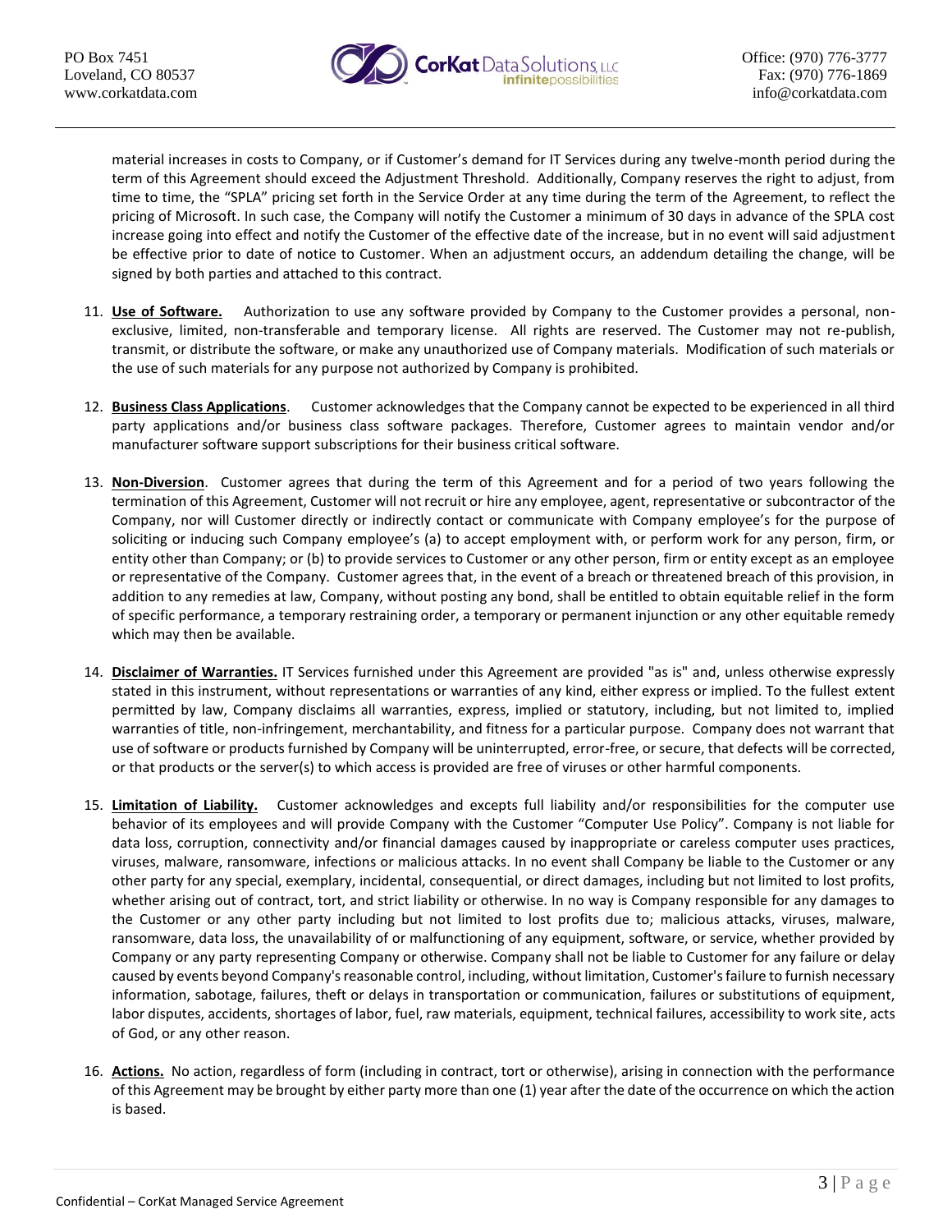material increases in costs to Company, or if Customer's demand for IT Services during any twelve-month period during the term of this Agreement should exceed the Adjustment Threshold. Additionally, Company reserves the right to adjust, from time to time, the "SPLA" pricing set forth in the Service Order at any time during the term of the Agreement, to reflect the pricing of Microsoft. In such case, the Company will notify the Customer a minimum of 30 days in advance of the SPLA cost increase going into effect and notify the Customer of the effective date of the increase, but in no event will said adjustment be effective prior to date of notice to Customer. When an adjustment occurs, an addendum detailing the change, will be signed by both parties and attached to this contract.

11. **Use of Software.** Authorization to use any software provided by Company to the Customer provides a personal, non-exclusive, limited, non-transferable and temporary license. All rights are reserved. The Customer may not re-publish, transmit, or distribute the software, or make any unauthorized use of Company materials. Modification of such materials or the use of such materials for any purpose not authorized by Company is prohibited.

12. **Business Class Applications**. Customer acknowledges that the Company cannot be expected to be experienced in all third party applications and/or business class software packages. Therefore, Customer agrees to maintain vendor and/or manufacturer software support subscriptions for their business critical software.

13. **Non-Diversion**. Customer agrees that during the term of this Agreement and for a period of two years following the termination of this Agreement, Customer will not recruit or hire any employee, agent, representative or subcontractor of the Company, nor will Customer directly or indirectly contact or communicate with Company employee's for the purpose of soliciting or inducing such Company employee's (a) to accept employment with, or perform work for any person, firm, or entity other than Company; or (b) to provide services to Customer or any other person, firm or entity except as an employee or representative of the Company. Customer agrees that, in the event of a breach or threatened breach of this provision, in addition to any remedies at law, Company, without posting any bond, shall be entitled to obtain equitable relief in the form of specific performance, a temporary restraining order, a temporary or permanent injunction or any other equitable remedy which may then be available.

14. **Disclaimer of Warranties.** IT Services furnished under this Agreement are provided "as is" and, unless otherwise expressly stated in this instrument, without representations or warranties of any kind, either express or implied. To the fullest extent permitted by law, Company disclaims all warranties, express, implied or statutory, including, but not limited to, implied warranties of title, non-infringement, merchantability, and fitness for a particular purpose. Company does not warrant that use of software or products furnished by Company will be uninterrupted, error-free, or secure, that defects will be corrected, or that products or the server(s) to which access is provided are free of viruses or other harmful components.

15. **Limitation of Liability.** Customer acknowledges and excepts full liability and/or responsibilities for the computer use behavior of its employees and will provide Company with the Customer "Computer Use Policy". Company is not liable for data loss, corruption, connectivity and/or financial damages caused by inappropriate or careless computer uses practices, viruses, malware, ransomware, infections or malicious attacks. In no event shall Company be liable to the Customer or any other party for any special, exemplary, incidental, consequential, or direct damages, including but not limited to lost profits, whether arising out of contract, tort, and strict liability or otherwise. In no way is Company responsible for any damages to the Customer or any other party including but not limited to lost profits due to; malicious attacks, viruses, malware, ransomware, data loss, the unavailability of or malfunctioning of any equipment, software, or service, whether provided by Company or any party representing Company or otherwise. Company shall not be liable to Customer for any failure or delay caused by events beyond Company's reasonable control, including, without limitation, Customer's failure to furnish necessary information, sabotage, failures, theft or delays in transportation or communication, failures or substitutions of equipment, labor disputes, accidents, shortages of labor, fuel, raw materials, equipment, technical failures, accessibility to work site, acts of God, or any other reason.

16. **Actions.** No action, regardless of form (including in contract, tort or otherwise), arising in connection with the performance of this Agreement may be brought by either party more than one (1) year after the date of the occurrence on which the action is based.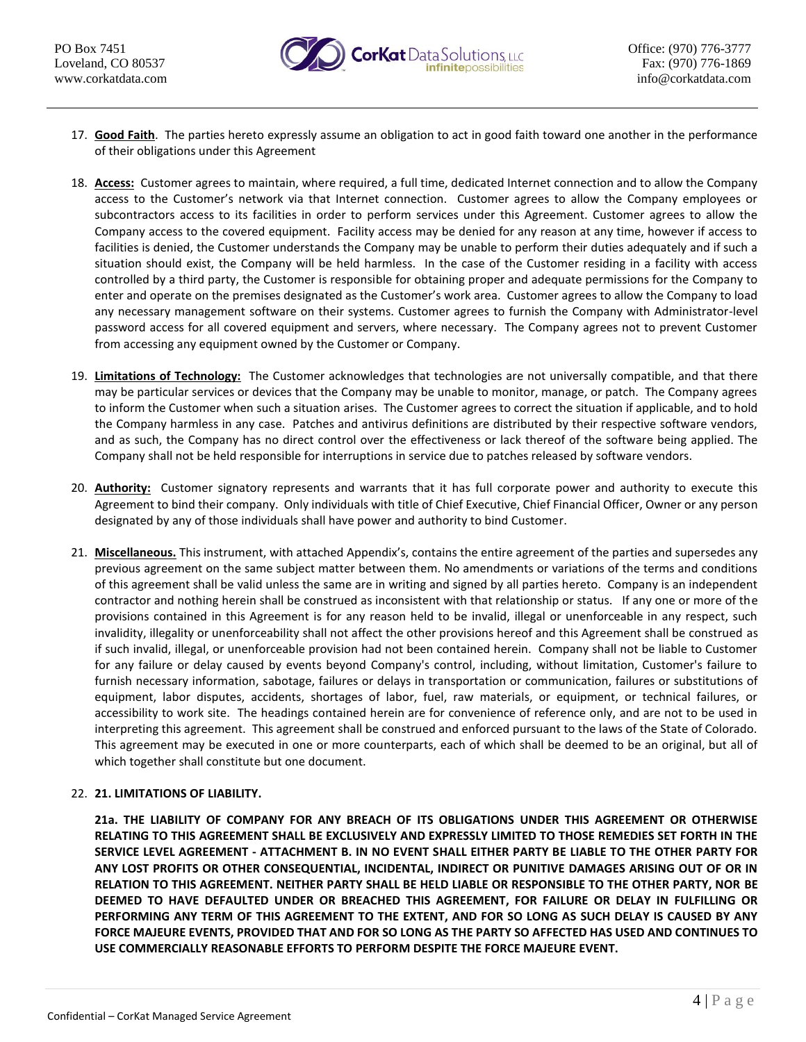17. **Good Faith**. The parties hereto expressly assume an obligation to act in good faith toward one another in the performance of their obligations under this Agreement

18. **Access:** Customer agrees to maintain, where required, a full time, dedicated Internet connection and to allow the Company access to the Customer's network via that Internet connection. Customer agrees to allow the Company employees or subcontractors access to its facilities in order to perform services under this Agreement. Customer agrees to allow the Company access to the covered equipment. Facility access may be denied for any reason at any time, however if access to facilities is denied, the Customer understands the Company may be unable to perform their duties adequately and if such a situation should exist, the Company will be held harmless. In the case of the Customer residing in a facility with access controlled by a third party, the Customer is responsible for obtaining proper and adequate permissions for the Company to enter and operate on the premises designated as the Customer's work area. Customer agrees to allow the Company to load any necessary management software on their systems. Customer agrees to furnish the Company with Administrator-level password access for all covered equipment and servers, where necessary. The Company agrees not to prevent Customer from accessing any equipment owned by the Customer or Company.

19. **Limitations of Technology:** The Customer acknowledges that technologies are not universally compatible, and that there may be particular services or devices that the Company may be unable to monitor, manage, or patch. The Company agrees to inform the Customer when such a situation arises. The Customer agrees to correct the situation if applicable, and to hold the Company harmless in any case. Patches and antivirus definitions are distributed by their respective software vendors, and as such, the Company has no direct control over the effectiveness or lack thereof of the software being applied. The Company shall not be held responsible for interruptions in service due to patches released by software vendors.

20. **Authority:** Customer signatory represents and warrants that it has full corporate power and authority to execute this Agreement to bind their company. Only individuals with title of Chief Executive, Chief Financial Officer, Owner or any person designated by any of those individuals shall have power and authority to bind Customer.

21. **Miscellaneous.** This instrument, with attached Appendix's, contains the entire agreement of the parties and supersedes any previous agreement on the same subject matter between them. No amendments or variations of the terms and conditions of this agreement shall be valid unless the same are in writing and signed by all parties hereto. Company is an independent contractor and nothing herein shall be construed as inconsistent with that relationship or status. If any one or more of the provisions contained in this Agreement is for any reason held to be invalid, illegal or unenforceable in any respect, such invalidity, illegality or unenforceability shall not affect the other provisions hereof and this Agreement shall be construed as if such invalid, illegal, or unenforceable provision had not been contained herein. Company shall not be liable to Customer for any failure or delay caused by events beyond Company's control, including, without limitation, Customer's failure to furnish necessary information, sabotage, failures or delays in transportation or communication, failures or substitutions of equipment, labor disputes, accidents, shortages of labor, fuel, raw materials, or equipment, or technical failures, or accessibility to work site. The headings contained herein are for convenience of reference only, and are not to be used in interpreting this agreement. This agreement shall be construed and enforced pursuant to the laws of the State of Colorado. This agreement may be executed in one or more counterparts, each of which shall be deemed to be an original, but all of which together shall constitute but one document.

22. **21. LIMITATIONS OF LIABILITY.**

    **21a. THE LIABILITY OF COMPANY FOR ANY BREACH OF ITS OBLIGATIONS UNDER THIS AGREEMENT OR OTHERWISE RELATING TO THIS AGREEMENT SHALL BE EXCLUSIVELY AND EXPRESSLY LIMITED TO THOSE REMEDIES SET FORTH IN THE SERVICE LEVEL AGREEMENT - ATTACHMENT B. IN NO EVENT SHALL EITHER PARTY BE LIABLE TO THE OTHER PARTY FOR ANY LOST PROFITS OR OTHER CONSEQUENTIAL, INCIDENTAL, INDIRECT OR PUNITIVE DAMAGES ARISING OUT OF OR IN RELATION TO THIS AGREEMENT. NEITHER PARTY SHALL BE HELD LIABLE OR RESPONSIBLE TO THE OTHER PARTY, NOR BE DEEMED TO HAVE DEFAULTED UNDER OR BREACHED THIS AGREEMENT, FOR FAILURE OR DELAY IN FULFILLING OR PERFORMING ANY TERM OF THIS AGREEMENT TO THE EXTENT, AND FOR SO LONG AS SUCH DELAY IS CAUSED BY ANY FORCE MAJEURE EVENTS, PROVIDED THAT AND FOR SO LONG AS THE PARTY SO AFFECTED HAS USED AND CONTINUES TO USE COMMERCIALLY REASONABLE EFFORTS TO PERFORM DESPITE THE FORCE MAJEURE EVENT.**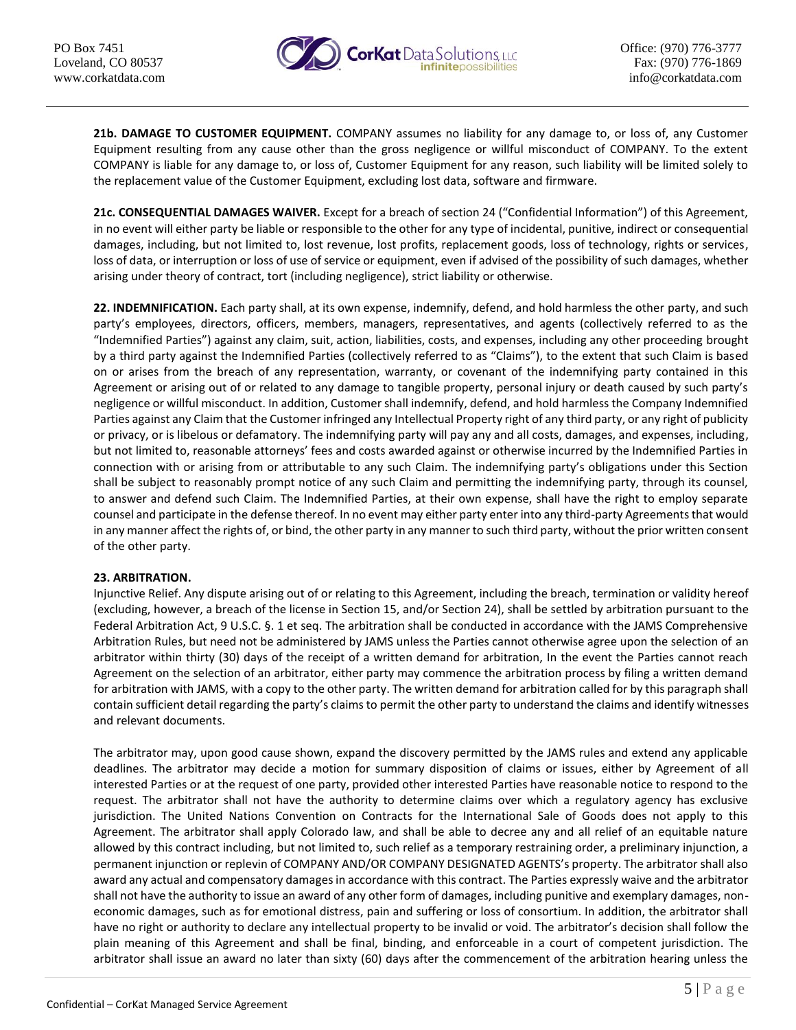**21b. DAMAGE TO CUSTOMER EQUIPMENT.** COMPANY assumes no liability for any damage to, or loss of, any Customer Equipment resulting from any cause other than the gross negligence or willful misconduct of COMPANY. To the extent COMPANY is liable for any damage to, or loss of, Customer Equipment for any reason, such liability will be limited solely to the replacement value of the Customer Equipment, excluding lost data, software and firmware.

**21c. CONSEQUENTIAL DAMAGES WAIVER.** Except for a breach of section 24 ("Confidential Information") of this Agreement, in no event will either party be liable or responsible to the other for any type of incidental, punitive, indirect or consequential damages, including, but not limited to, lost revenue, lost profits, replacement goods, loss of technology, rights or services, loss of data, or interruption or loss of use of service or equipment, even if advised of the possibility of such damages, whether arising under theory of contract, tort (including negligence), strict liability or otherwise.

**22. INDEMNIFICATION.** Each party shall, at its own expense, indemnify, defend, and hold harmless the other party, and such party's employees, directors, officers, members, managers, representatives, and agents (collectively referred to as the "Indemnified Parties") against any claim, suit, action, liabilities, costs, and expenses, including any other proceeding brought by a third party against the Indemnified Parties (collectively referred to as "Claims"), to the extent that such Claim is based on or arises from the breach of any representation, warranty, or covenant of the indemnifying party contained in this Agreement or arising out of or related to any damage to tangible property, personal injury or death caused by such party's negligence or willful misconduct. In addition, Customer shall indemnify, defend, and hold harmless the Company Indemnified Parties against any Claim that the Customer infringed any Intellectual Property right of any third party, or any right of publicity or privacy, or is libelous or defamatory. The indemnifying party will pay any and all costs, damages, and expenses, including, but not limited to, reasonable attorneys' fees and costs awarded against or otherwise incurred by the Indemnified Parties in connection with or arising from or attributable to any such Claim. The indemnifying party's obligations under this Section shall be subject to reasonably prompt notice of any such Claim and permitting the indemnifying party, through its counsel, to answer and defend such Claim. The Indemnified Parties, at their own expense, shall have the right to employ separate counsel and participate in the defense thereof. In no event may either party enter into any third-party Agreements that would in any manner affect the rights of, or bind, the other party in any manner to such third party, without the prior written consent of the other party.

**23. ARBITRATION.**

Injunctive Relief. Any dispute arising out of or relating to this Agreement, including the breach, termination or validity hereof (excluding, however, a breach of the license in Section 15, and/or Section 24), shall be settled by arbitration pursuant to the Federal Arbitration Act, 9 U.S.C. §. 1 et seq. The arbitration shall be conducted in accordance with the JAMS Comprehensive Arbitration Rules, but need not be administered by JAMS unless the Parties cannot otherwise agree upon the selection of an arbitrator within thirty (30) days of the receipt of a written demand for arbitration, In the event the Parties cannot reach Agreement on the selection of an arbitrator, either party may commence the arbitration process by filing a written demand for arbitration with JAMS, with a copy to the other party. The written demand for arbitration called for by this paragraph shall contain sufficient detail regarding the party's claims to permit the other party to understand the claims and identify witnesses and relevant documents.

The arbitrator may, upon good cause shown, expand the discovery permitted by the JAMS rules and extend any applicable deadlines. The arbitrator may decide a motion for summary disposition of claims or issues, either by Agreement of all interested Parties or at the request of one party, provided other interested Parties have reasonable notice to respond to the request. The arbitrator shall not have the authority to determine claims over which a regulatory agency has exclusive jurisdiction. The United Nations Convention on Contracts for the International Sale of Goods does not apply to this Agreement. The arbitrator shall apply Colorado law, and shall be able to decree any and all relief of an equitable nature allowed by this contract including, but not limited to, such relief as a temporary restraining order, a preliminary injunction, a permanent injunction or replevin of COMPANY AND/OR COMPANY DESIGNATED AGENTS's property. The arbitrator shall also award any actual and compensatory damages in accordance with this contract. The Parties expressly waive and the arbitrator shall not have the authority to issue an award of any other form of damages, including punitive and exemplary damages, non-economic damages, such as for emotional distress, pain and suffering or loss of consortium. In addition, the arbitrator shall have no right or authority to declare any intellectual property to be invalid or void. The arbitrator's decision shall follow the plain meaning of this Agreement and shall be final, binding, and enforceable in a court of competent jurisdiction. The arbitrator shall issue an award no later than sixty (60) days after the commencement of the arbitration hearing unless the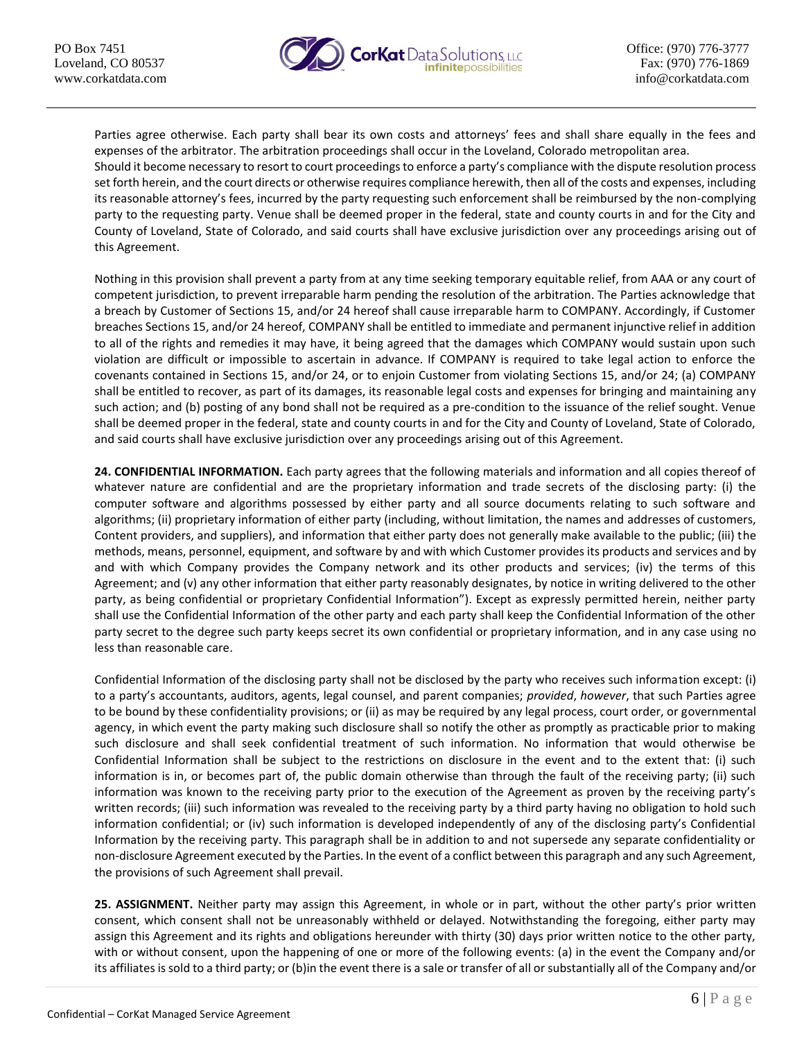Parties agree otherwise. Each party shall bear its own costs and attorneys' fees and shall share equally in the fees and expenses of the arbitrator. The arbitration proceedings shall occur in the Loveland, Colorado metropolitan area.
Should it become necessary to resort to court proceedings to enforce a party's compliance with the dispute resolution process set forth herein, and the court directs or otherwise requires compliance herewith, then all of the costs and expenses, including its reasonable attorney's fees, incurred by the party requesting such enforcement shall be reimbursed by the non-complying party to the requesting party. Venue shall be deemed proper in the federal, state and county courts in and for the City and County of Loveland, State of Colorado, and said courts shall have exclusive jurisdiction over any proceedings arising out of this Agreement.

Nothing in this provision shall prevent a party from at any time seeking temporary equitable relief, from AAA or any court of competent jurisdiction, to prevent irreparable harm pending the resolution of the arbitration. The Parties acknowledge that a breach by Customer of Sections 15, and/or 24 hereof shall cause irreparable harm to COMPANY. Accordingly, if Customer breaches Sections 15, and/or 24 hereof, COMPANY shall be entitled to immediate and permanent injunctive relief in addition to all of the rights and remedies it may have, it being agreed that the damages which COMPANY would sustain upon such violation are difficult or impossible to ascertain in advance. If COMPANY is required to take legal action to enforce the covenants contained in Sections 15, and/or 24, or to enjoin Customer from violating Sections 15, and/or 24; (a) COMPANY shall be entitled to recover, as part of its damages, its reasonable legal costs and expenses for bringing and maintaining any such action; and (b) posting of any bond shall not be required as a pre-condition to the issuance of the relief sought. Venue shall be deemed proper in the federal, state and county courts in and for the City and County of Loveland, State of Colorado, and said courts shall have exclusive jurisdiction over any proceedings arising out of this Agreement.

**24. CONFIDENTIAL INFORMATION.** Each party agrees that the following materials and information and all copies thereof of whatever nature are confidential and are the proprietary information and trade secrets of the disclosing party: (i) the computer software and algorithms possessed by either party and all source documents relating to such software and algorithms; (ii) proprietary information of either party (including, without limitation, the names and addresses of customers, Content providers, and suppliers), and information that either party does not generally make available to the public; (iii) the methods, means, personnel, equipment, and software by and with which Customer provides its products and services and by and with which Company provides the Company network and its other products and services; (iv) the terms of this Agreement; and (v) any other information that either party reasonably designates, by notice in writing delivered to the other party, as being confidential or proprietary Confidential Information"). Except as expressly permitted herein, neither party shall use the Confidential Information of the other party and each party shall keep the Confidential Information of the other party secret to the degree such party keeps secret its own confidential or proprietary information, and in any case using no less than reasonable care.

Confidential Information of the disclosing party shall not be disclosed by the party who receives such information except: (i) to a party's accountants, auditors, agents, legal counsel, and parent companies; *provided*, *however*, that such Parties agree to be bound by these confidentiality provisions; or (ii) as may be required by any legal process, court order, or governmental agency, in which event the party making such disclosure shall so notify the other as promptly as practicable prior to making such disclosure and shall seek confidential treatment of such information. No information that would otherwise be Confidential Information shall be subject to the restrictions on disclosure in the event and to the extent that: (i) such information is in, or becomes part of, the public domain otherwise than through the fault of the receiving party; (ii) such information was known to the receiving party prior to the execution of the Agreement as proven by the receiving party's written records; (iii) such information was revealed to the receiving party by a third party having no obligation to hold such information confidential; or (iv) such information is developed independently of any of the disclosing party's Confidential Information by the receiving party. This paragraph shall be in addition to and not supersede any separate confidentiality or non-disclosure Agreement executed by the Parties. In the event of a conflict between this paragraph and any such Agreement, the provisions of such Agreement shall prevail.

**25. ASSIGNMENT.** Neither party may assign this Agreement, in whole or in part, without the other party's prior written consent, which consent shall not be unreasonably withheld or delayed. Notwithstanding the foregoing, either party may assign this Agreement and its rights and obligations hereunder with thirty (30) days prior written notice to the other party, with or without consent, upon the happening of one or more of the following events: (a) in the event the Company and/or its affiliates is sold to a third party; or (b)in the event there is a sale or transfer of all or substantially all of the Company and/or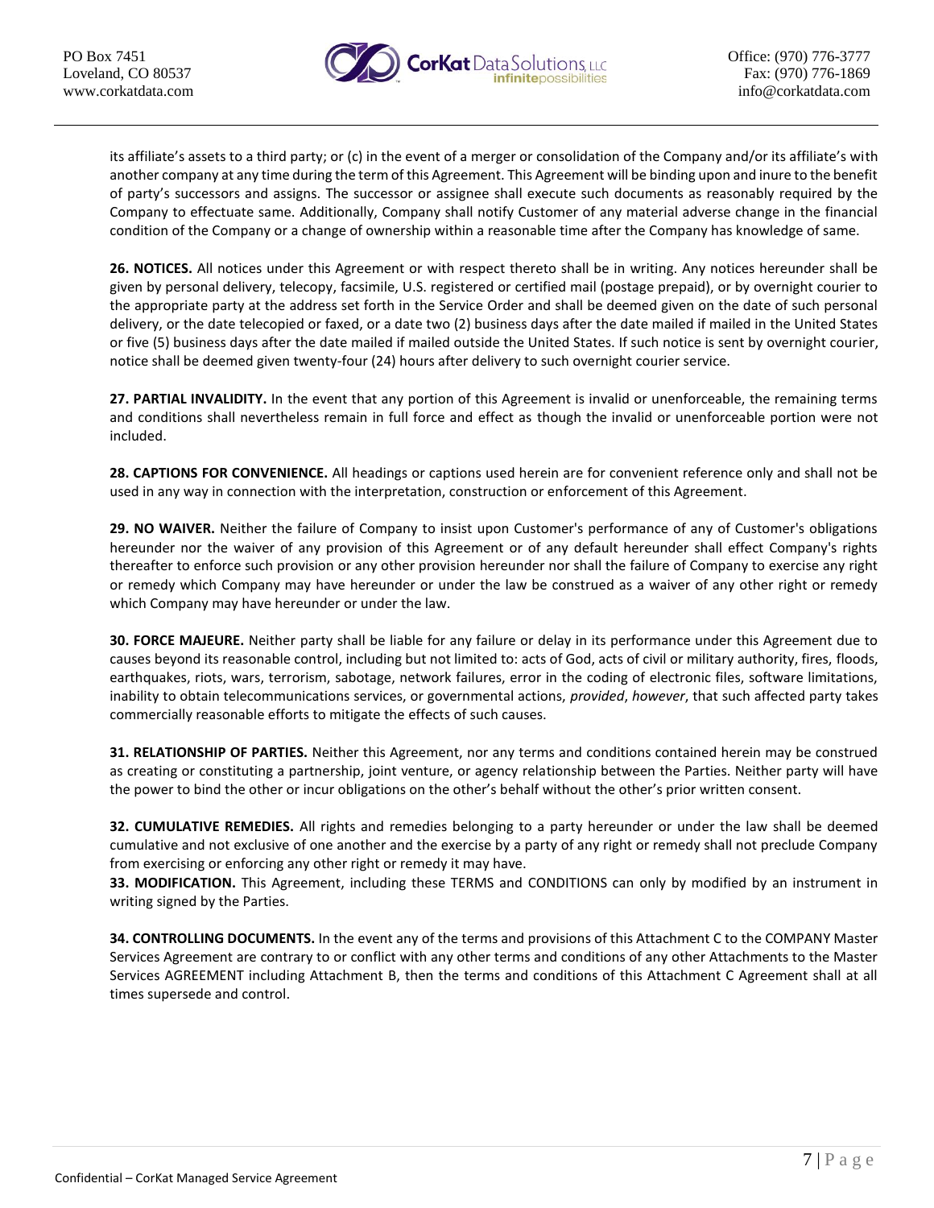its affiliate's assets to a third party; or (c) in the event of a merger or consolidation of the Company and/or its affiliate's with another company at any time during the term of this Agreement. This Agreement will be binding upon and inure to the benefit of party's successors and assigns. The successor or assignee shall execute such documents as reasonably required by the Company to effectuate same. Additionally, Company shall notify Customer of any material adverse change in the financial condition of the Company or a change of ownership within a reasonable time after the Company has knowledge of same.

**26. NOTICES.** All notices under this Agreement or with respect thereto shall be in writing. Any notices hereunder shall be given by personal delivery, telecopy, facsimile, U.S. registered or certified mail (postage prepaid), or by overnight courier to the appropriate party at the address set forth in the Service Order and shall be deemed given on the date of such personal delivery, or the date telecopied or faxed, or a date two (2) business days after the date mailed if mailed in the United States or five (5) business days after the date mailed if mailed outside the United States. If such notice is sent by overnight courier, notice shall be deemed given twenty-four (24) hours after delivery to such overnight courier service.

**27. PARTIAL INVALIDITY.** In the event that any portion of this Agreement is invalid or unenforceable, the remaining terms and conditions shall nevertheless remain in full force and effect as though the invalid or unenforceable portion were not included.

**28. CAPTIONS FOR CONVENIENCE.** All headings or captions used herein are for convenient reference only and shall not be used in any way in connection with the interpretation, construction or enforcement of this Agreement.

**29. NO WAIVER.** Neither the failure of Company to insist upon Customer's performance of any of Customer's obligations hereunder nor the waiver of any provision of this Agreement or of any default hereunder shall effect Company's rights thereafter to enforce such provision or any other provision hereunder nor shall the failure of Company to exercise any right or remedy which Company may have hereunder or under the law be construed as a waiver of any other right or remedy which Company may have hereunder or under the law.

**30. FORCE MAJEURE.** Neither party shall be liable for any failure or delay in its performance under this Agreement due to causes beyond its reasonable control, including but not limited to: acts of God, acts of civil or military authority, fires, floods, earthquakes, riots, wars, terrorism, sabotage, network failures, error in the coding of electronic files, software limitations, inability to obtain telecommunications services, or governmental actions, *provided*, *however*, that such affected party takes commercially reasonable efforts to mitigate the effects of such causes.

**31. RELATIONSHIP OF PARTIES.** Neither this Agreement, nor any terms and conditions contained herein may be construed as creating or constituting a partnership, joint venture, or agency relationship between the Parties. Neither party will have the power to bind the other or incur obligations on the other's behalf without the other's prior written consent.

**32. CUMULATIVE REMEDIES.** All rights and remedies belonging to a party hereunder or under the law shall be deemed cumulative and not exclusive of one another and the exercise by a party of any right or remedy shall not preclude Company from exercising or enforcing any other right or remedy it may have.

**33. MODIFICATION.** This Agreement, including these TERMS and CONDITIONS can only by modified by an instrument in writing signed by the Parties.

**34. CONTROLLING DOCUMENTS.** In the event any of the terms and provisions of this Attachment C to the COMPANY Master Services Agreement are contrary to or conflict with any other terms and conditions of any other Attachments to the Master Services AGREEMENT including Attachment B, then the terms and conditions of this Attachment C Agreement shall at all times supersede and control.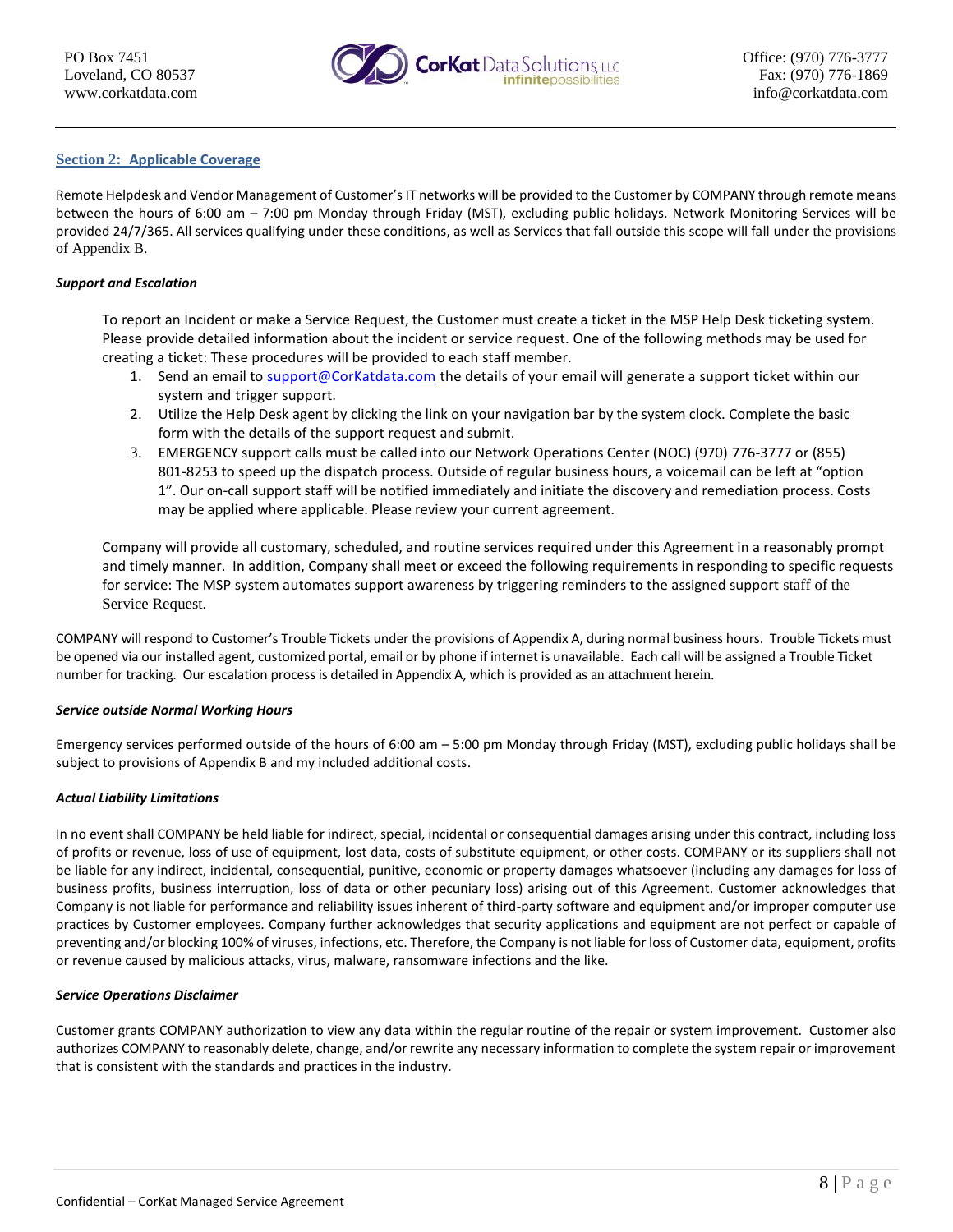## Section 2: Applicable Coverage

Remote Helpdesk and Vendor Management of Customer's IT networks will be provided to the Customer by COMPANY through remote means between the hours of 6:00 am – 7:00 pm Monday through Friday (MST), excluding public holidays. Network Monitoring Services will be provided 24/7/365. All services qualifying under these conditions, as well as Services that fall outside this scope will fall under the provisions of Appendix B.

### *Support and Escalation*

To report an Incident or make a Service Request, the Customer must create a ticket in the MSP Help Desk ticketing system. Please provide detailed information about the incident or service request. One of the following methods may be used for creating a ticket: These procedures will be provided to each staff member.

1. Send an email to support@CorKatdata.com the details of your email will generate a support ticket within our system and trigger support.
2. Utilize the Help Desk agent by clicking the link on your navigation bar by the system clock. Complete the basic form with the details of the support request and submit.
3. EMERGENCY support calls must be called into our Network Operations Center (NOC) (970) 776-3777 or (855) 801-8253 to speed up the dispatch process. Outside of regular business hours, a voicemail can be left at "option 1". Our on-call support staff will be notified immediately and initiate the discovery and remediation process. Costs may be applied where applicable. Please review your current agreement.

Company will provide all customary, scheduled, and routine services required under this Agreement in a reasonably prompt and timely manner. In addition, Company shall meet or exceed the following requirements in responding to specific requests for service: The MSP system automates support awareness by triggering reminders to the assigned support staff of the Service Request.

COMPANY will respond to Customer's Trouble Tickets under the provisions of Appendix A, during normal business hours. Trouble Tickets must be opened via our installed agent, customized portal, email or by phone if internet is unavailable. Each call will be assigned a Trouble Ticket number for tracking. Our escalation process is detailed in Appendix A, which is provided as an attachment herein.

### *Service outside Normal Working Hours*

Emergency services performed outside of the hours of 6:00 am – 5:00 pm Monday through Friday (MST), excluding public holidays shall be subject to provisions of Appendix B and my included additional costs.

### *Actual Liability Limitations*

In no event shall COMPANY be held liable for indirect, special, incidental or consequential damages arising under this contract, including loss of profits or revenue, loss of use of equipment, lost data, costs of substitute equipment, or other costs. COMPANY or its suppliers shall not be liable for any indirect, incidental, consequential, punitive, economic or property damages whatsoever (including any damages for loss of business profits, business interruption, loss of data or other pecuniary loss) arising out of this Agreement. Customer acknowledges that Company is not liable for performance and reliability issues inherent of third-party software and equipment and/or improper computer use practices by Customer employees. Company further acknowledges that security applications and equipment are not perfect or capable of preventing and/or blocking 100% of viruses, infections, etc. Therefore, the Company is not liable for loss of Customer data, equipment, profits or revenue caused by malicious attacks, virus, malware, ransomware infections and the like.

### *Service Operations Disclaimer*

Customer grants COMPANY authorization to view any data within the regular routine of the repair or system improvement. Customer also authorizes COMPANY to reasonably delete, change, and/or rewrite any necessary information to complete the system repair or improvement that is consistent with the standards and practices in the industry.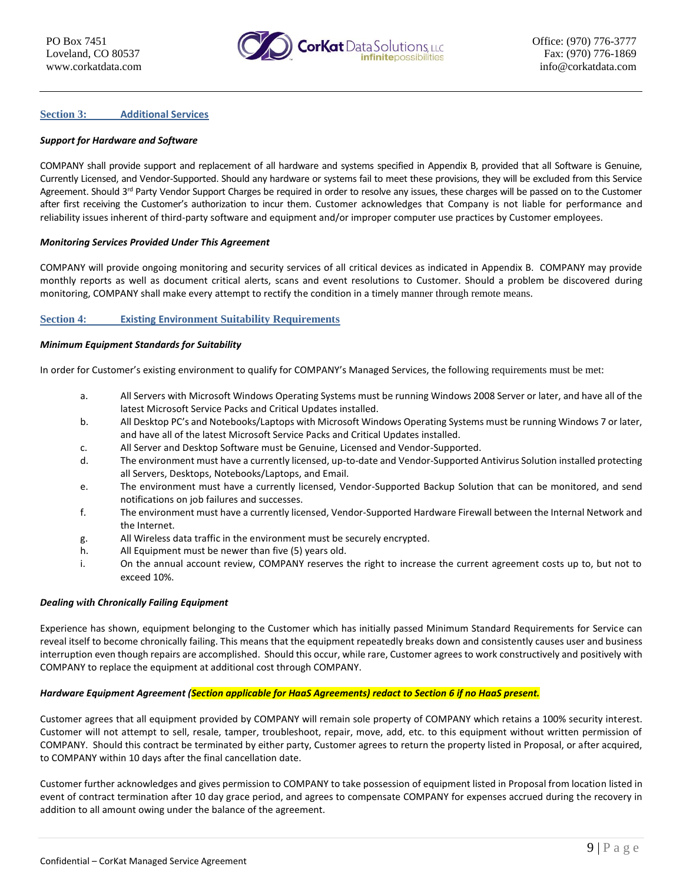## Section 3: Additional Services

***Support for Hardware and Software***

COMPANY shall provide support and replacement of all hardware and systems specified in Appendix B, provided that all Software is Genuine, Currently Licensed, and Vendor-Supported. Should any hardware or systems fail to meet these provisions, they will be excluded from this Service Agreement. Should 3rd Party Vendor Support Charges be required in order to resolve any issues, these charges will be passed on to the Customer after first receiving the Customer's authorization to incur them. Customer acknowledges that Company is not liable for performance and reliability issues inherent of third-party software and equipment and/or improper computer use practices by Customer employees.

***Monitoring Services Provided Under This Agreement***

COMPANY will provide ongoing monitoring and security services of all critical devices as indicated in Appendix B. COMPANY may provide monthly reports as well as document critical alerts, scans and event resolutions to Customer. Should a problem be discovered during monitoring, COMPANY shall make every attempt to rectify the condition in a timely manner through remote means.

## Section 4: Existing Environment Suitability Requirements

***Minimum Equipment Standards for Suitability***

In order for Customer's existing environment to qualify for COMPANY's Managed Services, the following requirements must be met:

a. All Servers with Microsoft Windows Operating Systems must be running Windows 2008 Server or later, and have all of the latest Microsoft Service Packs and Critical Updates installed.

b. All Desktop PC's and Notebooks/Laptops with Microsoft Windows Operating Systems must be running Windows 7 or later, and have all of the latest Microsoft Service Packs and Critical Updates installed.

c. All Server and Desktop Software must be Genuine, Licensed and Vendor-Supported.

d. The environment must have a currently licensed, up-to-date and Vendor-Supported Antivirus Solution installed protecting all Servers, Desktops, Notebooks/Laptops, and Email.

e. The environment must have a currently licensed, Vendor-Supported Backup Solution that can be monitored, and send notifications on job failures and successes.

f. The environment must have a currently licensed, Vendor-Supported Hardware Firewall between the Internal Network and the Internet.

g. All Wireless data traffic in the environment must be securely encrypted.

h. All Equipment must be newer than five (5) years old.

i. On the annual account review, COMPANY reserves the right to increase the current agreement costs up to, but not to exceed 10%.

***Dealing with Chronically Failing Equipment***

Experience has shown, equipment belonging to the Customer which has initially passed Minimum Standard Requirements for Service can reveal itself to become chronically failing. This means that the equipment repeatedly breaks down and consistently causes user and business interruption even though repairs are accomplished. Should this occur, while rare, Customer agrees to work constructively and positively with COMPANY to replace the equipment at additional cost through COMPANY.

***Hardware Equipment Agreement (Section applicable for HaaS Agreements) redact to Section 6 if no HaaS present.***

Customer agrees that all equipment provided by COMPANY will remain sole property of COMPANY which retains a 100% security interest. Customer will not attempt to sell, resale, tamper, troubleshoot, repair, move, add, etc. to this equipment without written permission of COMPANY. Should this contract be terminated by either party, Customer agrees to return the property listed in Proposal, or after acquired, to COMPANY within 10 days after the final cancellation date.

Customer further acknowledges and gives permission to COMPANY to take possession of equipment listed in Proposal from location listed in event of contract termination after 10 day grace period, and agrees to compensate COMPANY for expenses accrued during the recovery in addition to all amount owing under the balance of the agreement.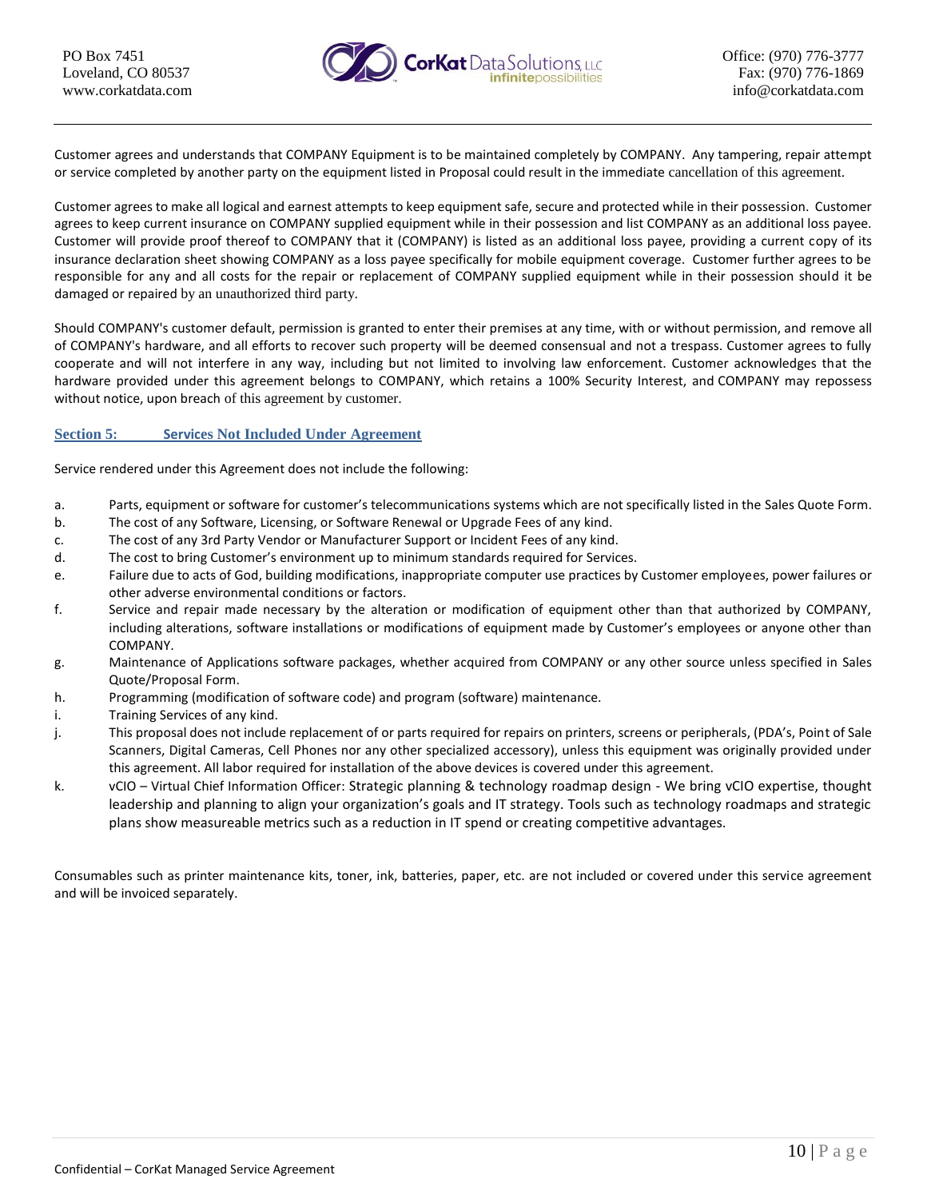Customer agrees and understands that COMPANY Equipment is to be maintained completely by COMPANY. Any tampering, repair attempt or service completed by another party on the equipment listed in Proposal could result in the immediate cancellation of this agreement.

Customer agrees to make all logical and earnest attempts to keep equipment safe, secure and protected while in their possession. Customer agrees to keep current insurance on COMPANY supplied equipment while in their possession and list COMPANY as an additional loss payee. Customer will provide proof thereof to COMPANY that it (COMPANY) is listed as an additional loss payee, providing a current copy of its insurance declaration sheet showing COMPANY as a loss payee specifically for mobile equipment coverage. Customer further agrees to be responsible for any and all costs for the repair or replacement of COMPANY supplied equipment while in their possession should it be damaged or repaired by an unauthorized third party.

Should COMPANY's customer default, permission is granted to enter their premises at any time, with or without permission, and remove all of COMPANY's hardware, and all efforts to recover such property will be deemed consensual and not a trespass. Customer agrees to fully cooperate and will not interfere in any way, including but not limited to involving law enforcement. Customer acknowledges that the hardware provided under this agreement belongs to COMPANY, which retains a 100% Security Interest, and COMPANY may repossess without notice, upon breach of this agreement by customer.

## Section 5: Services Not Included Under Agreement

Service rendered under this Agreement does not include the following:

a. Parts, equipment or software for customer's telecommunications systems which are not specifically listed in the Sales Quote Form.
b. The cost of any Software, Licensing, or Software Renewal or Upgrade Fees of any kind.
c. The cost of any 3rd Party Vendor or Manufacturer Support or Incident Fees of any kind.
d. The cost to bring Customer's environment up to minimum standards required for Services.
e. Failure due to acts of God, building modifications, inappropriate computer use practices by Customer employees, power failures or other adverse environmental conditions or factors.
f. Service and repair made necessary by the alteration or modification of equipment other than that authorized by COMPANY, including alterations, software installations or modifications of equipment made by Customer's employees or anyone other than COMPANY.
g. Maintenance of Applications software packages, whether acquired from COMPANY or any other source unless specified in Sales Quote/Proposal Form.
h. Programming (modification of software code) and program (software) maintenance.
i. Training Services of any kind.
j. This proposal does not include replacement of or parts required for repairs on printers, screens or peripherals, (PDA's, Point of Sale Scanners, Digital Cameras, Cell Phones nor any other specialized accessory), unless this equipment was originally provided under this agreement. All labor required for installation of the above devices is covered under this agreement.
k. vCIO – Virtual Chief Information Officer: Strategic planning & technology roadmap design - We bring vCIO expertise, thought leadership and planning to align your organization's goals and IT strategy. Tools such as technology roadmaps and strategic plans show measureable metrics such as a reduction in IT spend or creating competitive advantages.

Consumables such as printer maintenance kits, toner, ink, batteries, paper, etc. are not included or covered under this service agreement and will be invoiced separately.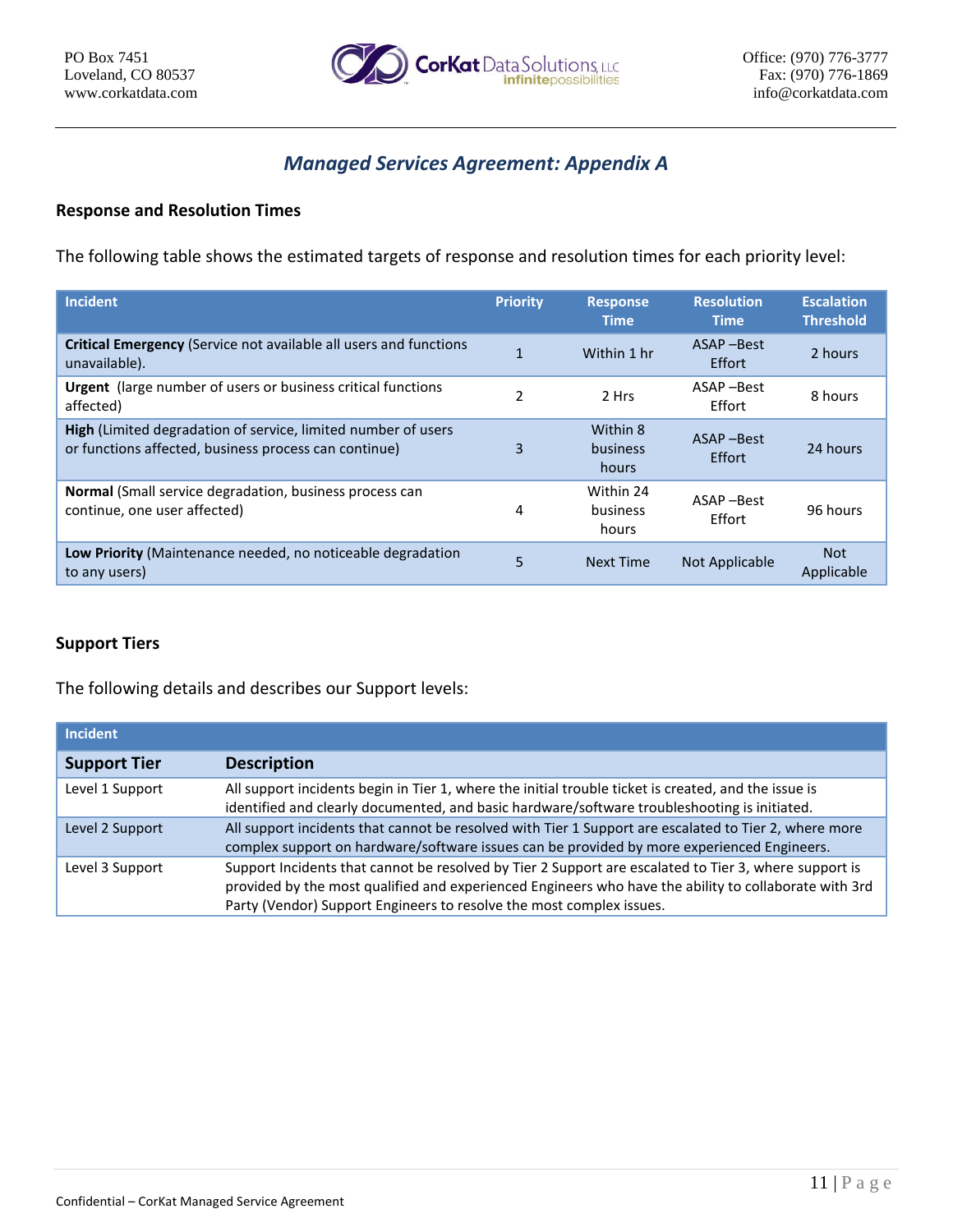## Managed Services Agreement: Appendix A

### Response and Resolution Times

The following table shows the estimated targets of response and resolution times for each priority level:

| Incident | Priority | Response Time | Resolution Time | Escalation Threshold |
|---|---|---|---|---|
| **Critical Emergency** (Service not available all users and functions unavailable). | 1 | Within 1 hr | ASAP –Best Effort | 2 hours |
| **Urgent** (large number of users or business critical functions affected) | 2 | 2 Hrs | ASAP –Best Effort | 8 hours |
| **High** (Limited degradation of service, limited number of users or functions affected, business process can continue) | 3 | Within 8 business hours | ASAP –Best Effort | 24 hours |
| **Normal** (Small service degradation, business process can continue, one user affected) | 4 | Within 24 business hours | ASAP –Best Effort | 96 hours |
| **Low Priority** (Maintenance needed, no noticeable degradation to any users) | 5 | Next Time | Not Applicable | Not Applicable |

### Support Tiers

The following details and describes our Support levels:

| Incident | |
|---|---|
| **Support Tier** | **Description** |
| Level 1 Support | All support incidents begin in Tier 1, where the initial trouble ticket is created, and the issue is identified and clearly documented, and basic hardware/software troubleshooting is initiated. |
| Level 2 Support | All support incidents that cannot be resolved with Tier 1 Support are escalated to Tier 2, where more complex support on hardware/software issues can be provided by more experienced Engineers. |
| Level 3 Support | Support Incidents that cannot be resolved by Tier 2 Support are escalated to Tier 3, where support is provided by the most qualified and experienced Engineers who have the ability to collaborate with 3rd Party (Vendor) Support Engineers to resolve the most complex issues. |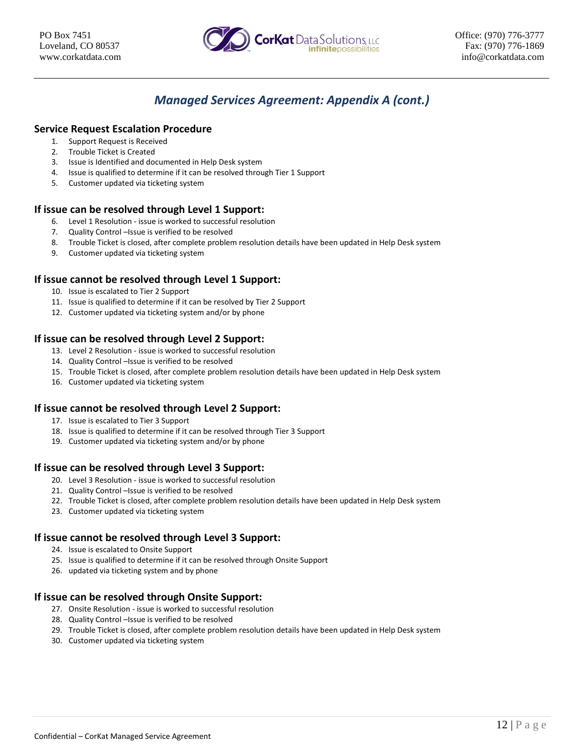# *Managed Services Agreement: Appendix A (cont.)*

### Service Request Escalation Procedure

1. Support Request is Received
2. Trouble Ticket is Created
3. Issue is Identified and documented in Help Desk system
4. Issue is qualified to determine if it can be resolved through Tier 1 Support
5. Customer updated via ticketing system

### If issue can be resolved through Level 1 Support:

6. Level 1 Resolution - issue is worked to successful resolution
7. Quality Control –Issue is verified to be resolved
8. Trouble Ticket is closed, after complete problem resolution details have been updated in Help Desk system
9. Customer updated via ticketing system

### If issue cannot be resolved through Level 1 Support:

10. Issue is escalated to Tier 2 Support
11. Issue is qualified to determine if it can be resolved by Tier 2 Support
12. Customer updated via ticketing system and/or by phone

### If issue can be resolved through Level 2 Support:

13. Level 2 Resolution - issue is worked to successful resolution
14. Quality Control –Issue is verified to be resolved
15. Trouble Ticket is closed, after complete problem resolution details have been updated in Help Desk system
16. Customer updated via ticketing system

### If issue cannot be resolved through Level 2 Support:

17. Issue is escalated to Tier 3 Support
18. Issue is qualified to determine if it can be resolved through Tier 3 Support
19. Customer updated via ticketing system and/or by phone

### If issue can be resolved through Level 3 Support:

20. Level 3 Resolution - issue is worked to successful resolution
21. Quality Control –Issue is verified to be resolved
22. Trouble Ticket is closed, after complete problem resolution details have been updated in Help Desk system
23. Customer updated via ticketing system

### If issue cannot be resolved through Level 3 Support:

24. Issue is escalated to Onsite Support
25. Issue is qualified to determine if it can be resolved through Onsite Support
26. updated via ticketing system and by phone

### If issue can be resolved through Onsite Support:

27. Onsite Resolution - issue is worked to successful resolution
28. Quality Control –Issue is verified to be resolved
29. Trouble Ticket is closed, after complete problem resolution details have been updated in Help Desk system
30. Customer updated via ticketing system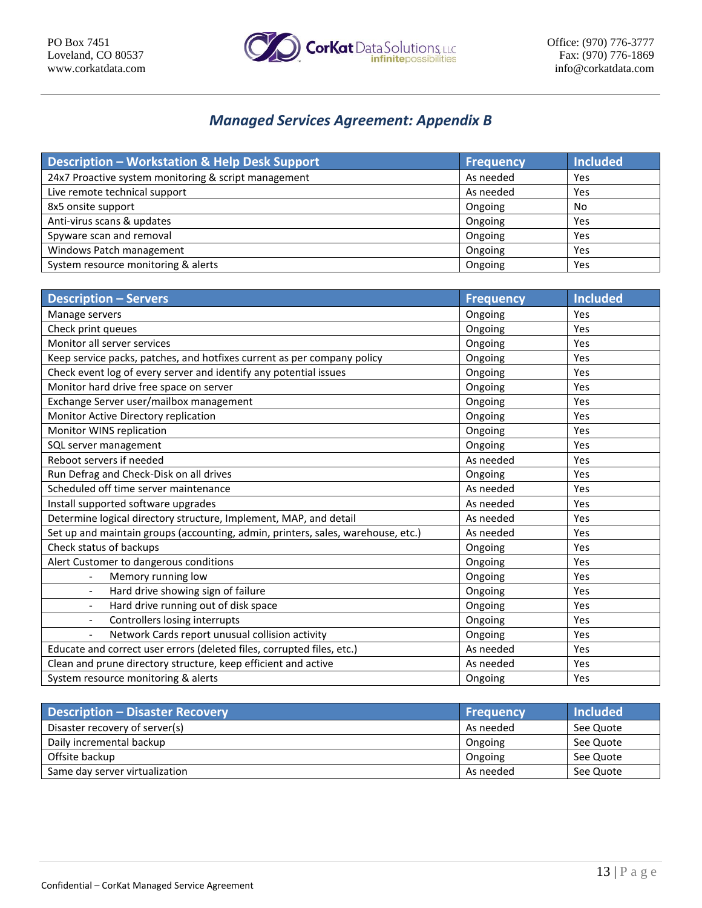PO Box 7451
Loveland, CO 80537
www.corkatdata.com

Office: (970) 776-3777
Fax: (970) 776-1869
info@corkatdata.com

## *Managed Services Agreement: Appendix B*

| Description – Workstation & Help Desk Support | Frequency | Included |
|---|---|---|
| 24x7 Proactive system monitoring & script management | As needed | Yes |
| Live remote technical support | As needed | Yes |
| 8x5 onsite support | Ongoing | No |
| Anti-virus scans & updates | Ongoing | Yes |
| Spyware scan and removal | Ongoing | Yes |
| Windows Patch management | Ongoing | Yes |
| System resource monitoring & alerts | Ongoing | Yes |

| Description – Servers | Frequency | Included |
|---|---|---|
| Manage servers | Ongoing | Yes |
| Check print queues | Ongoing | Yes |
| Monitor all server services | Ongoing | Yes |
| Keep service packs, patches, and hotfixes current as per company policy | Ongoing | Yes |
| Check event log of every server and identify any potential issues | Ongoing | Yes |
| Monitor hard drive free space on server | Ongoing | Yes |
| Exchange Server user/mailbox management | Ongoing | Yes |
| Monitor Active Directory replication | Ongoing | Yes |
| Monitor WINS replication | Ongoing | Yes |
| SQL server management | Ongoing | Yes |
| Reboot servers if needed | As needed | Yes |
| Run Defrag and Check-Disk on all drives | Ongoing | Yes |
| Scheduled off time server maintenance | As needed | Yes |
| Install supported software upgrades | As needed | Yes |
| Determine logical directory structure, Implement, MAP, and detail | As needed | Yes |
| Set up and maintain groups (accounting, admin, printers, sales, warehouse, etc.) | As needed | Yes |
| Check status of backups | Ongoing | Yes |
| Alert Customer to dangerous conditions | Ongoing | Yes |
| - Memory running low | Ongoing | Yes |
| - Hard drive showing sign of failure | Ongoing | Yes |
| - Hard drive running out of disk space | Ongoing | Yes |
| - Controllers losing interrupts | Ongoing | Yes |
| - Network Cards report unusual collision activity | Ongoing | Yes |
| Educate and correct user errors (deleted files, corrupted files, etc.) | As needed | Yes |
| Clean and prune directory structure, keep efficient and active | As needed | Yes |
| System resource monitoring & alerts | Ongoing | Yes |

| Description – Disaster Recovery | Frequency | Included |
|---|---|---|
| Disaster recovery of server(s) | As needed | See Quote |
| Daily incremental backup | Ongoing | See Quote |
| Offsite backup | Ongoing | See Quote |
| Same day server virtualization | As needed | See Quote |

Confidential – CorKat Managed Service Agreement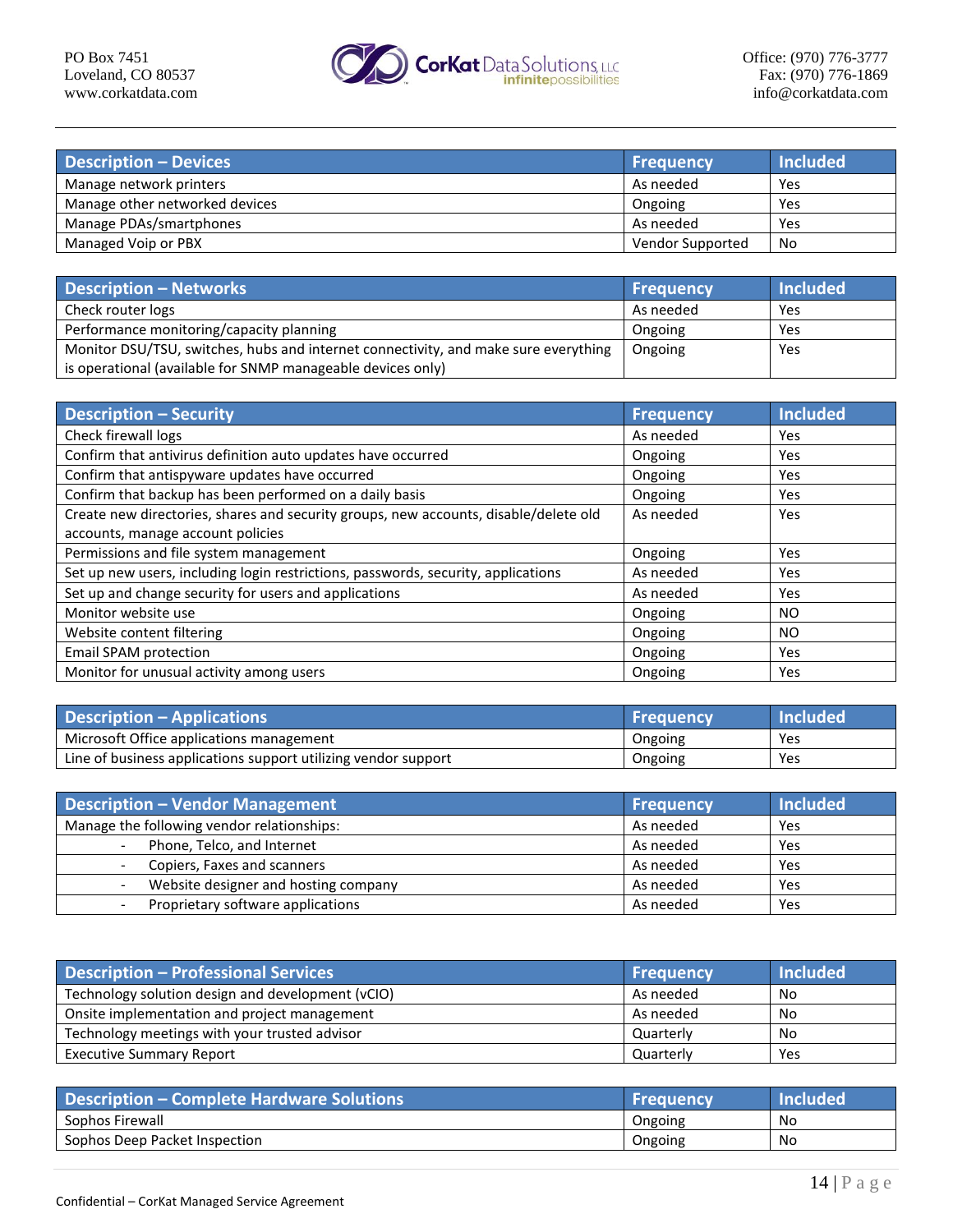| Description – Devices | Frequency | Included |
|---|---|---|
| Manage network printers | As needed | Yes |
| Manage other networked devices | Ongoing | Yes |
| Manage PDAs/smartphones | As needed | Yes |
| Managed Voip or PBX | Vendor Supported | No |

| Description – Networks | Frequency | Included |
|---|---|---|
| Check router logs | As needed | Yes |
| Performance monitoring/capacity planning | Ongoing | Yes |
| Monitor DSU/TSU, switches, hubs and internet connectivity, and make sure everything is operational (available for SNMP manageable devices only) | Ongoing | Yes |

| Description – Security | Frequency | Included |
|---|---|---|
| Check firewall logs | As needed | Yes |
| Confirm that antivirus definition auto updates have occurred | Ongoing | Yes |
| Confirm that antispyware updates have occurred | Ongoing | Yes |
| Confirm that backup has been performed on a daily basis | Ongoing | Yes |
| Create new directories, shares and security groups, new accounts, disable/delete old accounts, manage account policies | As needed | Yes |
| Permissions and file system management | Ongoing | Yes |
| Set up new users, including login restrictions, passwords, security, applications | As needed | Yes |
| Set up and change security for users and applications | As needed | Yes |
| Monitor website use | Ongoing | NO |
| Website content filtering | Ongoing | NO |
| Email SPAM protection | Ongoing | Yes |
| Monitor for unusual activity among users | Ongoing | Yes |

| Description – Applications | Frequency | Included |
|---|---|---|
| Microsoft Office applications management | Ongoing | Yes |
| Line of business applications support utilizing vendor support | Ongoing | Yes |

| Description – Vendor Management | Frequency | Included |
|---|---|---|
| Manage the following vendor relationships: | As needed | Yes |
| - Phone, Telco, and Internet | As needed | Yes |
| - Copiers, Faxes and scanners | As needed | Yes |
| - Website designer and hosting company | As needed | Yes |
| - Proprietary software applications | As needed | Yes |

| Description – Professional Services | Frequency | Included |
|---|---|---|
| Technology solution design and development (vCIO) | As needed | No |
| Onsite implementation and project management | As needed | No |
| Technology meetings with your trusted advisor | Quarterly | No |
| Executive Summary Report | Quarterly | Yes |

| Description – Complete Hardware Solutions | Frequency | Included |
|---|---|---|
| Sophos Firewall | Ongoing | No |
| Sophos Deep Packet Inspection | Ongoing | No |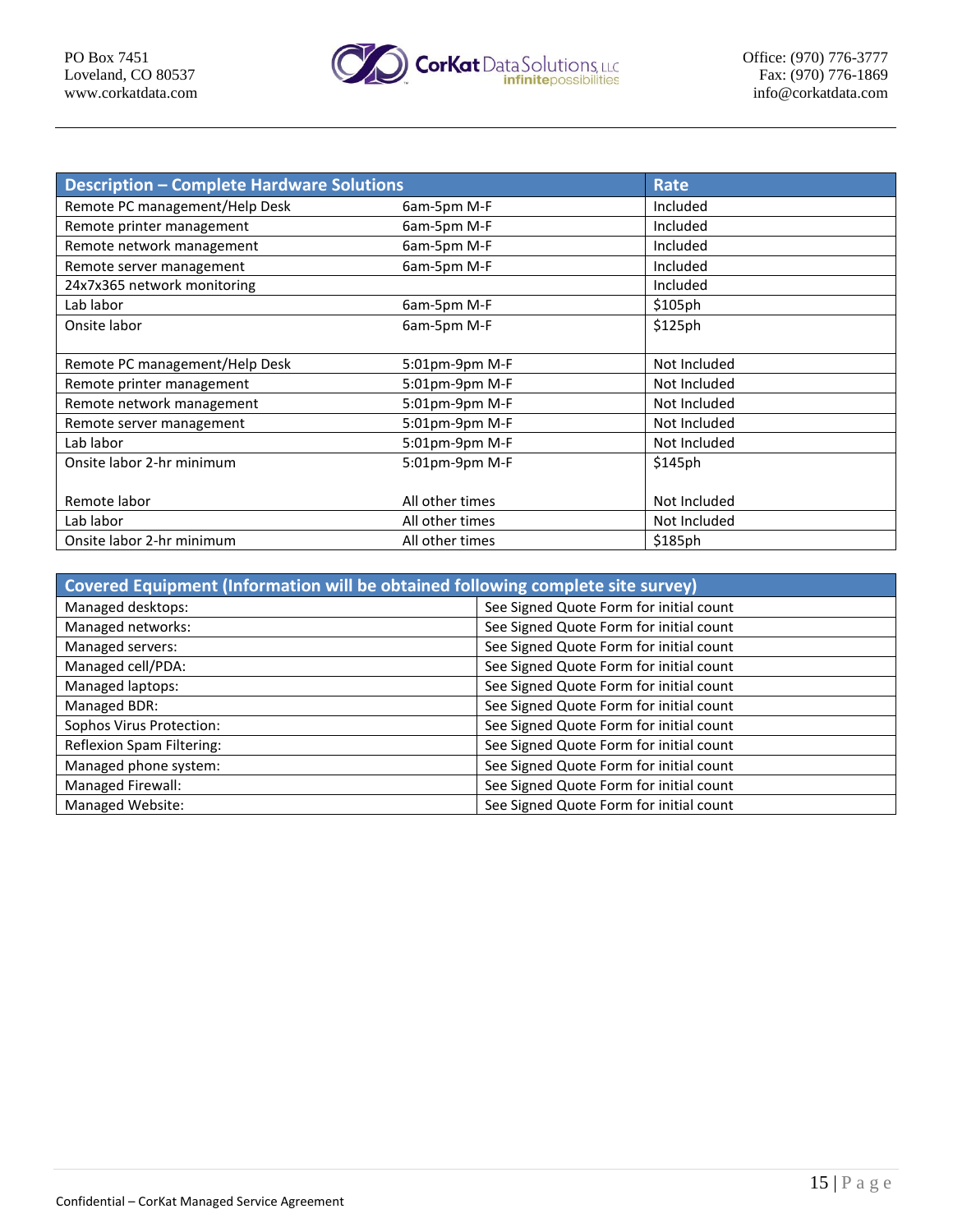| Description – Complete Hardware Solutions | | Rate |
|---|---|---|
| Remote PC management/Help Desk | 6am-5pm M-F | Included |
| Remote printer management | 6am-5pm M-F | Included |
| Remote network management | 6am-5pm M-F | Included |
| Remote server management | 6am-5pm M-F | Included |
| 24x7x365 network monitoring | | Included |
| Lab labor | 6am-5pm M-F | $105ph |
| Onsite labor | 6am-5pm M-F | $125ph |
| Remote PC management/Help Desk | 5:01pm-9pm M-F | Not Included |
| Remote printer management | 5:01pm-9pm M-F | Not Included |
| Remote network management | 5:01pm-9pm M-F | Not Included |
| Remote server management | 5:01pm-9pm M-F | Not Included |
| Lab labor | 5:01pm-9pm M-F | Not Included |
| Onsite labor 2-hr minimum | 5:01pm-9pm M-F | $145ph |
| Remote labor | All other times | Not Included |
| Lab labor | All other times | Not Included |
| Onsite labor 2-hr minimum | All other times | $185ph |

| Covered Equipment (Information will be obtained following complete site survey) | |
|---|---|
| Managed desktops: | See Signed Quote Form for initial count |
| Managed networks: | See Signed Quote Form for initial count |
| Managed servers: | See Signed Quote Form for initial count |
| Managed cell/PDA: | See Signed Quote Form for initial count |
| Managed laptops: | See Signed Quote Form for initial count |
| Managed BDR: | See Signed Quote Form for initial count |
| Sophos Virus Protection: | See Signed Quote Form for initial count |
| Reflexion Spam Filtering: | See Signed Quote Form for initial count |
| Managed phone system: | See Signed Quote Form for initial count |
| Managed Firewall: | See Signed Quote Form for initial count |
| Managed Website: | See Signed Quote Form for initial count |